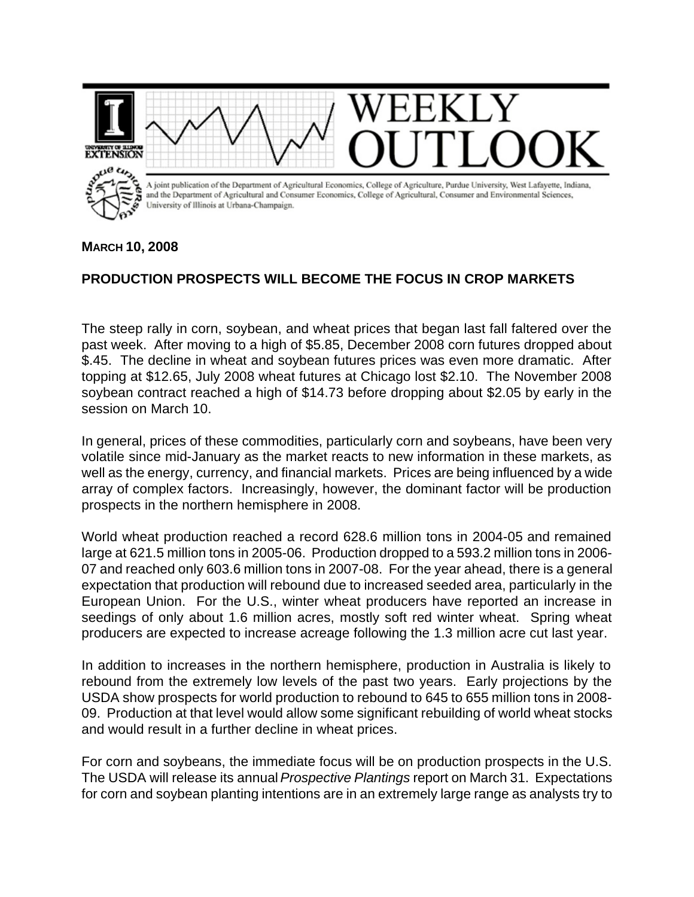# WEEKLY OUTLOOK

A joint publication of the Department of Agricultural Economics, College of Agriculture, Purdue University, West Lafayette, Indiana, and the Department of Agricultural and Consumer Economics, College of Agricultural, Consumer and Environmental Sciences, University of Illinois at Urbana-Champaign.

**MARCH 10, 2008**

## PRODUCTION PROSPECTS WILL BECOME THE FOCUS IN CROP MARKETS

The steep rally in corn, soybean, and wheat prices that began last fall faltered over the past week. After moving to a high of $5.85, December 2008 corn futures dropped about $.45. The decline in wheat and soybean futures prices was even more dramatic. After topping at $12.65, July 2008 wheat futures at Chicago lost $2.10. The November 2008 soybean contract reached a high of $14.73 before dropping about $2.05 by early in the session on March 10.

In general, prices of these commodities, particularly corn and soybeans, have been very volatile since mid-January as the market reacts to new information in these markets, as well as the energy, currency, and financial markets. Prices are being influenced by a wide array of complex factors. Increasingly, however, the dominant factor will be production prospects in the northern hemisphere in 2008.

World wheat production reached a record 628.6 million tons in 2004-05 and remained large at 621.5 million tons in 2005-06. Production dropped to a 593.2 million tons in 2006-07 and reached only 603.6 million tons in 2007-08. For the year ahead, there is a general expectation that production will rebound due to increased seeded area, particularly in the European Union. For the U.S., winter wheat producers have reported an increase in seedings of only about 1.6 million acres, mostly soft red winter wheat. Spring wheat producers are expected to increase acreage following the 1.3 million acre cut last year.

In addition to increases in the northern hemisphere, production in Australia is likely to rebound from the extremely low levels of the past two years. Early projections by the USDA show prospects for world production to rebound to 645 to 655 million tons in 2008-09. Production at that level would allow some significant rebuilding of world wheat stocks and would result in a further decline in wheat prices.

For corn and soybeans, the immediate focus will be on production prospects in the U.S. The USDA will release its annual *Prospective Plantings* report on March 31. Expectations for corn and soybean planting intentions are in an extremely large range as analysts try to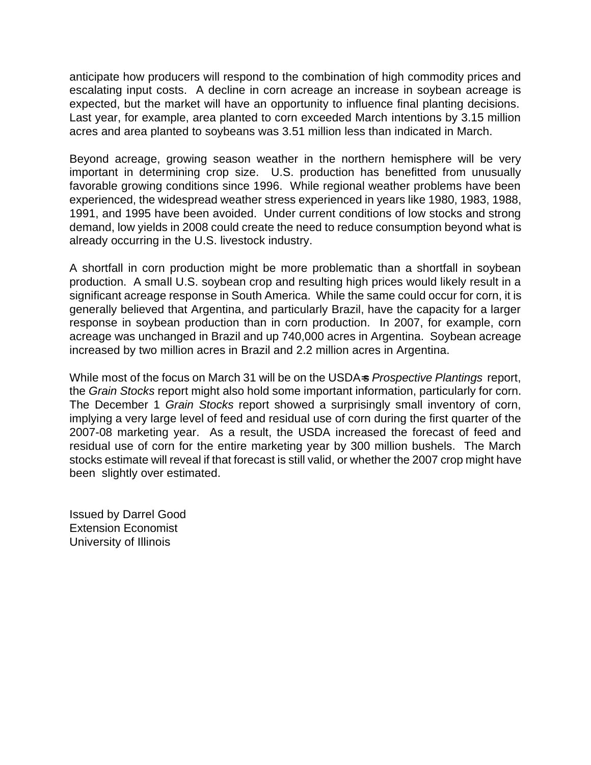anticipate how producers will respond to the combination of high commodity prices and escalating input costs. A decline in corn acreage an increase in soybean acreage is expected, but the market will have an opportunity to influence final planting decisions. Last year, for example, area planted to corn exceeded March intentions by 3.15 million acres and area planted to soybeans was 3.51 million less than indicated in March.

Beyond acreage, growing season weather in the northern hemisphere will be very important in determining crop size. U.S. production has benefitted from unusually favorable growing conditions since 1996. While regional weather problems have been experienced, the widespread weather stress experienced in years like 1980, 1983, 1988, 1991, and 1995 have been avoided. Under current conditions of low stocks and strong demand, low yields in 2008 could create the need to reduce consumption beyond what is already occurring in the U.S. livestock industry.

A shortfall in corn production might be more problematic than a shortfall in soybean production. A small U.S. soybean crop and resulting high prices would likely result in a significant acreage response in South America. While the same could occur for corn, it is generally believed that Argentina, and particularly Brazil, have the capacity for a larger response in soybean production than in corn production. In 2007, for example, corn acreage was unchanged in Brazil and up 740,000 acres in Argentina. Soybean acreage increased by two million acres in Brazil and 2.2 million acres in Argentina.

While most of the focus on March 31 will be on the USDA's *Prospective Plantings* report, the *Grain Stocks* report might also hold some important information, particularly for corn. The December 1 *Grain Stocks* report showed a surprisingly small inventory of corn, implying a very large level of feed and residual use of corn during the first quarter of the 2007-08 marketing year. As a result, the USDA increased the forecast of feed and residual use of corn for the entire marketing year by 300 million bushels. The March stocks estimate will reveal if that forecast is still valid, or whether the 2007 crop might have been slightly over estimated.

Issued by Darrel Good
Extension Economist
University of Illinois